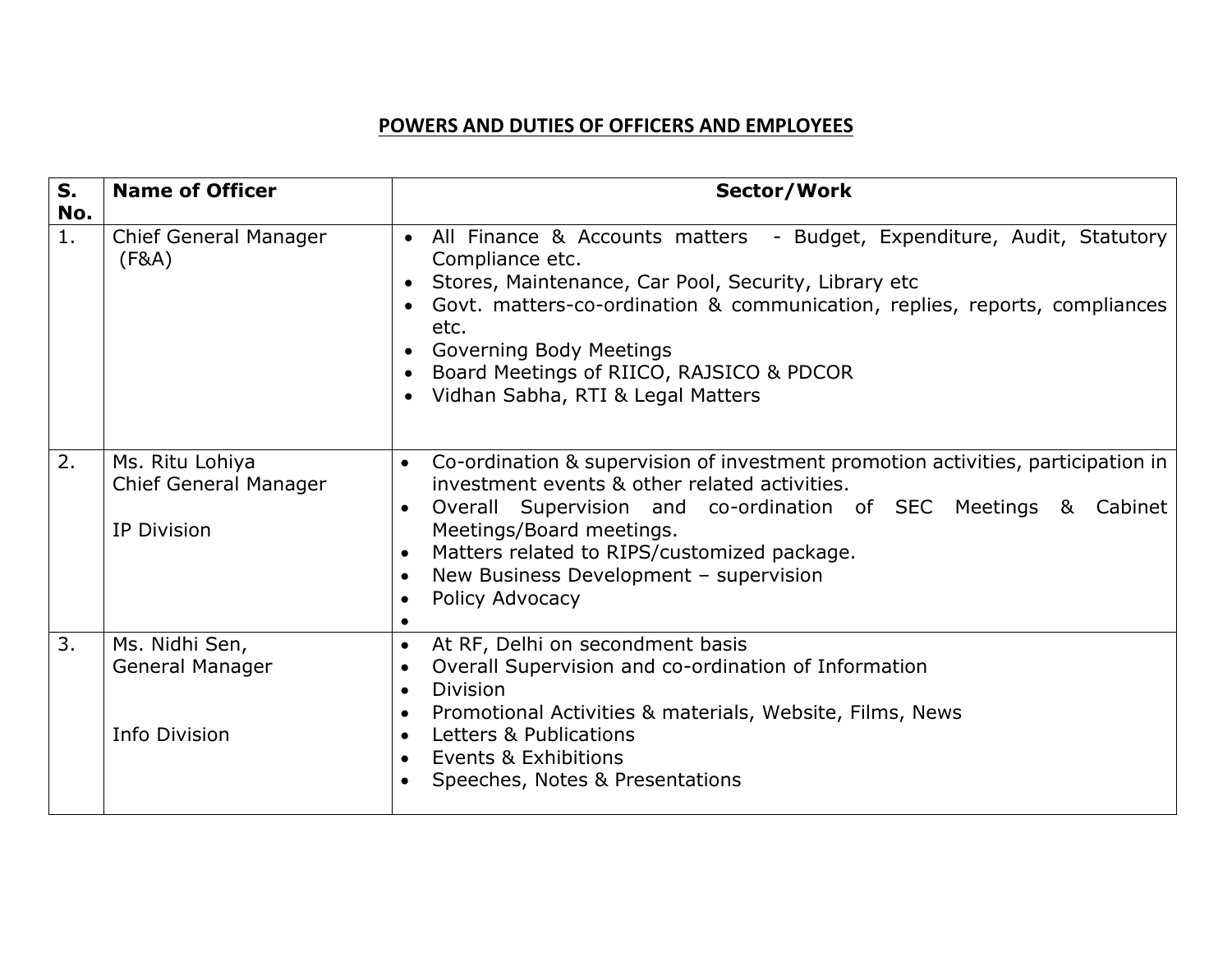# POWERS AND DUTIES OF OFFICERS AND EMPLOYEES

| S. No. | Name of Officer | Sector/Work |
|---|---|---|
| 1. | Chief General Manager (F&A) | • All Finance & Accounts matters - Budget, Expenditure, Audit, Statutory Compliance etc.<br>• Stores, Maintenance, Car Pool, Security, Library etc<br>• Govt. matters-co-ordination & communication, replies, reports, compliances etc.<br>• Governing Body Meetings<br>• Board Meetings of RIICO, RAJSICO & PDCOR<br>• Vidhan Sabha, RTI & Legal Matters |
| 2. | Ms. Ritu Lohiya<br>Chief General Manager<br><br>IP Division | • Co-ordination & supervision of investment promotion activities, participation in investment events & other related activities.<br>• Overall Supervision and co-ordination of SEC Meetings & Cabinet Meetings/Board meetings.<br>• Matters related to RIPS/customized package.<br>• New Business Development – supervision<br>• Policy Advocacy<br>• |
| 3. | Ms. Nidhi Sen,<br>General Manager<br><br>Info Division | • At RF, Delhi on secondment basis<br>• Overall Supervision and co-ordination of Information<br>• Division<br>• Promotional Activities & materials, Website, Films, News<br>• Letters & Publications<br>• Events & Exhibitions<br>• Speeches, Notes & Presentations |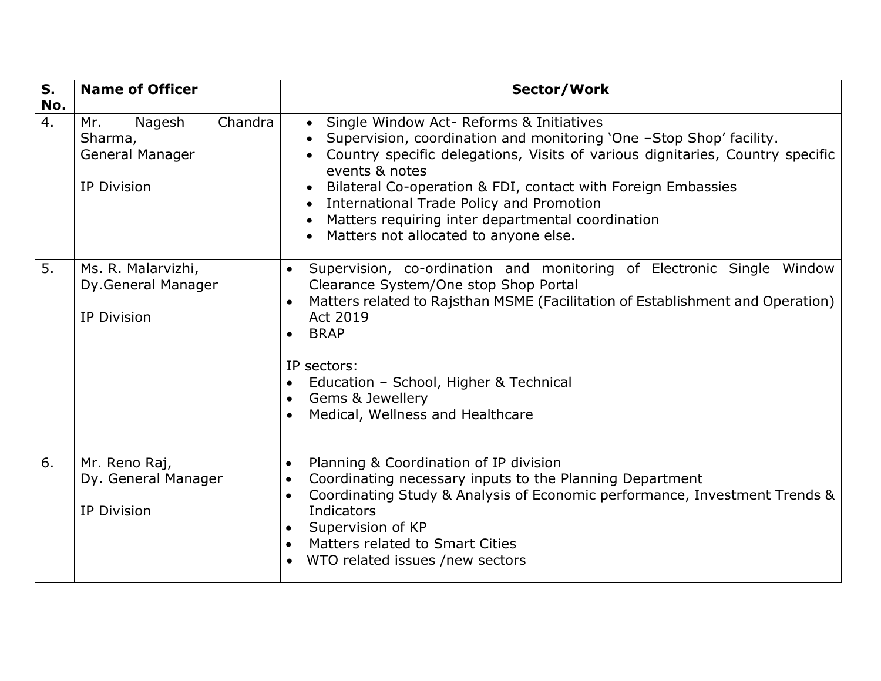| S. No. | Name of Officer | Sector/Work |
|---|---|---|
| 4. | Mr. Nagesh Chandra Sharma,<br>General Manager<br><br>IP Division | • Single Window Act- Reforms & Initiatives<br>• Supervision, coordination and monitoring 'One –Stop Shop' facility.<br>• Country specific delegations, Visits of various dignitaries, Country specific events & notes<br>• Bilateral Co-operation & FDI, contact with Foreign Embassies<br>• International Trade Policy and Promotion<br>• Matters requiring inter departmental coordination<br>• Matters not allocated to anyone else. |
| 5. | Ms. R. Malarvizhi,<br>Dy.General Manager<br><br>IP Division | • Supervision, co-ordination and monitoring of Electronic Single Window Clearance System/One stop Shop Portal<br>• Matters related to Rajsthan MSME (Facilitation of Establishment and Operation) Act 2019<br>• BRAP<br><br>IP sectors:<br>• Education – School, Higher & Technical<br>• Gems & Jewellery<br>• Medical, Wellness and Healthcare |
| 6. | Mr. Reno Raj,<br>Dy. General Manager<br><br>IP Division | • Planning & Coordination of IP division<br>• Coordinating necessary inputs to the Planning Department<br>• Coordinating Study & Analysis of Economic performance, Investment Trends & Indicators<br>• Supervision of KP<br>• Matters related to Smart Cities<br>• WTO related issues /new sectors |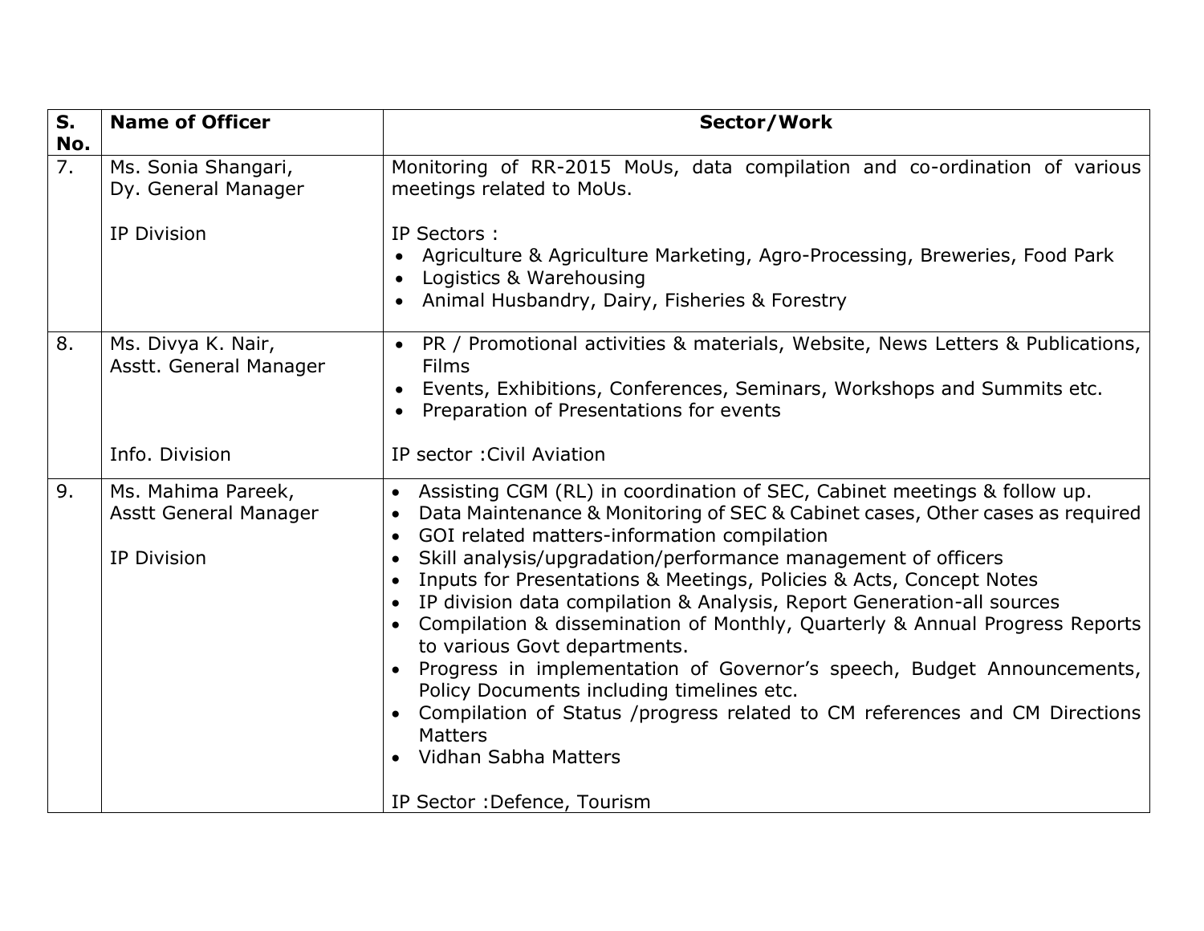| S. No. | Name of Officer | Sector/Work |
|---|---|---|
| 7. | Ms. Sonia Shangari,<br>Dy. General Manager<br><br>IP Division | Monitoring of RR-2015 MoUs, data compilation and co-ordination of various meetings related to MoUs.<br><br>IP Sectors :<br>• Agriculture & Agriculture Marketing, Agro-Processing, Breweries, Food Park<br>• Logistics & Warehousing<br>• Animal Husbandry, Dairy, Fisheries & Forestry |
| 8. | Ms. Divya K. Nair,<br>Asstt. General Manager<br><br>Info. Division | • PR / Promotional activities & materials, Website, News Letters & Publications, Films<br>• Events, Exhibitions, Conferences, Seminars, Workshops and Summits etc.<br>• Preparation of Presentations for events<br><br>IP sector :Civil Aviation |
| 9. | Ms. Mahima Pareek,<br>Asstt General Manager<br><br>IP Division | • Assisting CGM (RL) in coordination of SEC, Cabinet meetings & follow up.<br>• Data Maintenance & Monitoring of SEC & Cabinet cases, Other cases as required<br>• GOI related matters-information compilation<br>• Skill analysis/upgradation/performance management of officers<br>• Inputs for Presentations & Meetings, Policies & Acts, Concept Notes<br>• IP division data compilation & Analysis, Report Generation-all sources<br>• Compilation & dissemination of Monthly, Quarterly & Annual Progress Reports to various Govt departments.<br>• Progress in implementation of Governor's speech, Budget Announcements, Policy Documents including timelines etc.<br>• Compilation of Status /progress related to CM references and CM Directions Matters<br>• Vidhan Sabha Matters<br><br>IP Sector :Defence, Tourism |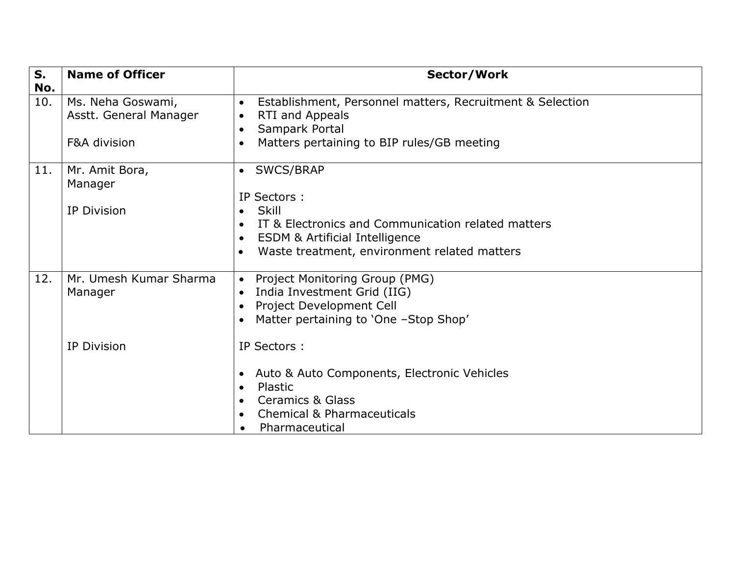| S. No. | Name of Officer | Sector/Work |
|---|---|---|
| 10. | Ms. Neha Goswami,<br>Asstt. General Manager<br><br>F&A division | • Establishment, Personnel matters, Recruitment & Selection<br>• RTI and Appeals<br>• Sampark Portal<br>• Matters pertaining to BIP rules/GB meeting |
| 11. | Mr. Amit Bora,<br>Manager<br><br>IP Division | • SWCS/BRAP<br><br>IP Sectors :<br>• Skill<br>• IT & Electronics and Communication related matters<br>• ESDM & Artificial Intelligence<br>• Waste treatment, environment related matters |
| 12. | Mr. Umesh Kumar Sharma<br>Manager<br><br>IP Division | • Project Monitoring Group (PMG)<br>• India Investment Grid (IIG)<br>• Project Development Cell<br>• Matter pertaining to 'One –Stop Shop'<br><br>IP Sectors :<br><br>• Auto & Auto Components, Electronic Vehicles<br>• Plastic<br>• Ceramics & Glass<br>• Chemical & Pharmaceuticals<br>• Pharmaceutical |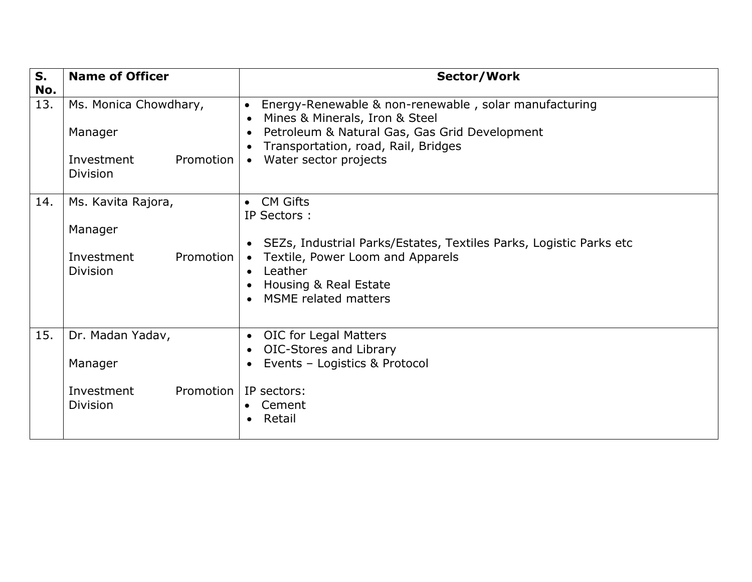| S. No. | Name of Officer | Sector/Work |
|---|---|---|
| 13. | Ms. Monica Chowdhary,<br><br>Manager<br><br>Investment Promotion Division | • Energy-Renewable & non-renewable , solar manufacturing<br>• Mines & Minerals, Iron & Steel<br>• Petroleum & Natural Gas, Gas Grid Development<br>• Transportation, road, Rail, Bridges<br>• Water sector projects |
| 14. | Ms. Kavita Rajora,<br><br>Manager<br><br>Investment Promotion Division | • CM Gifts<br>IP Sectors :<br><br>• SEZs, Industrial Parks/Estates, Textiles Parks, Logistic Parks etc<br>• Textile, Power Loom and Apparels<br>• Leather<br>• Housing & Real Estate<br>• MSME related matters |
| 15. | Dr. Madan Yadav,<br><br>Manager<br><br>Investment Promotion Division | • OIC for Legal Matters<br>• OIC-Stores and Library<br>• Events – Logistics & Protocol<br><br>IP sectors:<br>• Cement<br>• Retail |